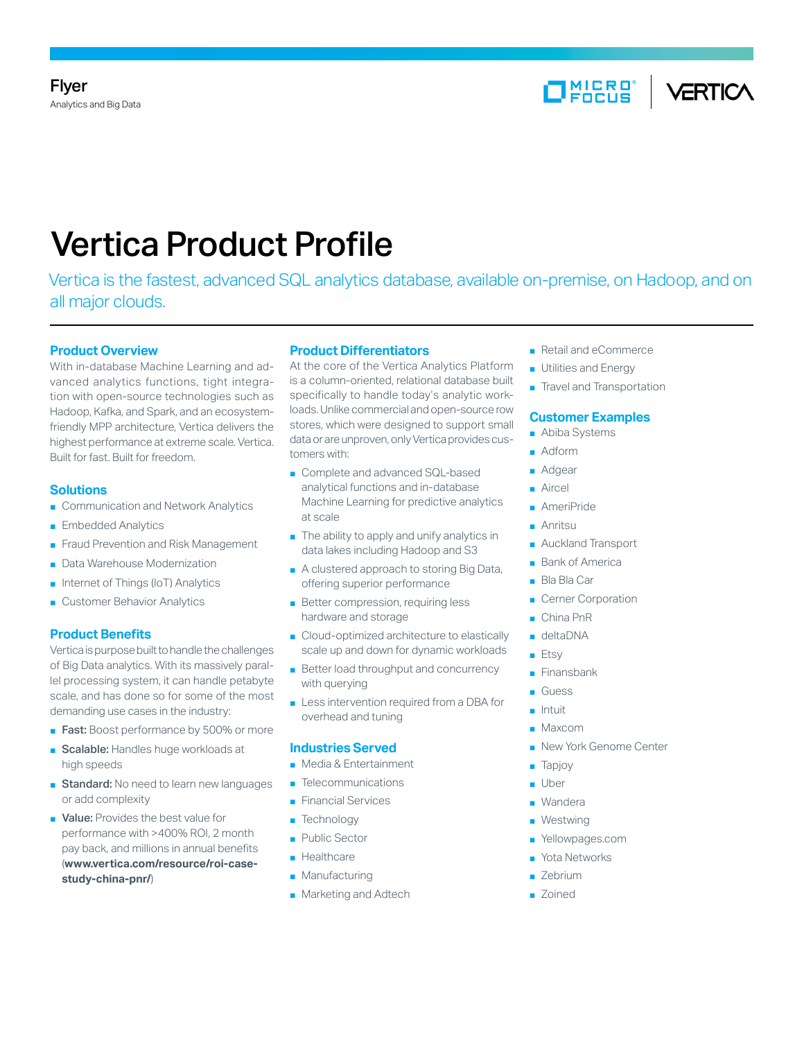Flyer
Analytics and Big Data

# Vertica Product Profile

Vertica is the fastest, advanced SQL analytics database, available on-premise, on Hadoop, and on all major clouds.

## Product Overview

With in-database Machine Learning and advanced analytics functions, tight integration with open-source technologies such as Hadoop, Kafka, and Spark, and an ecosystem-friendly MPP architecture, Vertica delivers the highest performance at extreme scale. Vertica. Built for fast. Built for freedom.

## Solutions

- Communication and Network Analytics
- Embedded Analytics
- Fraud Prevention and Risk Management
- Data Warehouse Modernization
- Internet of Things (IoT) Analytics
- Customer Behavior Analytics

## Product Benefits

Vertica is purpose built to handle the challenges of Big Data analytics. With its massively parallel processing system, it can handle petabyte scale, and has done so for some of the most demanding use cases in the industry:

- **Fast:** Boost performance by 500% or more
- **Scalable:** Handles huge workloads at high speeds
- **Standard:** No need to learn new languages or add complexity
- **Value:** Provides the best value for performance with >400% ROI, 2 month pay back, and millions in annual benefits (**www.vertica.com/resource/roi-case-study-china-pnr/**)

## Product Differentiators

At the core of the Vertica Analytics Platform is a column-oriented, relational database built specifically to handle today's analytic workloads. Unlike commercial and open-source row stores, which were designed to support small data or are unproven, only Vertica provides customers with:

- Complete and advanced SQL-based analytical functions and in-database Machine Learning for predictive analytics at scale
- The ability to apply and unify analytics in data lakes including Hadoop and S3
- A clustered approach to storing Big Data, offering superior performance
- Better compression, requiring less hardware and storage
- Cloud-optimized architecture to elastically scale up and down for dynamic workloads
- Better load throughput and concurrency with querying
- Less intervention required from a DBA for overhead and tuning

## Industries Served

- Media & Entertainment
- Telecommunications
- Financial Services
- Technology
- Public Sector
- Healthcare
- Manufacturing
- Marketing and Adtech
- Retail and eCommerce
- Utilities and Energy
- Travel and Transportation

## Customer Examples

- Abiba Systems
- Adform
- Adgear
- Aircel
- AmeriPride
- Anritsu
- Auckland Transport
- Bank of America
- Bla Bla Car
- Cerner Corporation
- China PnR
- deltaDNA
- Etsy
- Finansbank
- Guess
- Intuit
- Maxcom
- New York Genome Center
- Tapjoy
- Uber
- Wandera
- Westwing
- Yellowpages.com
- Yota Networks
- Zebrium
- Zoined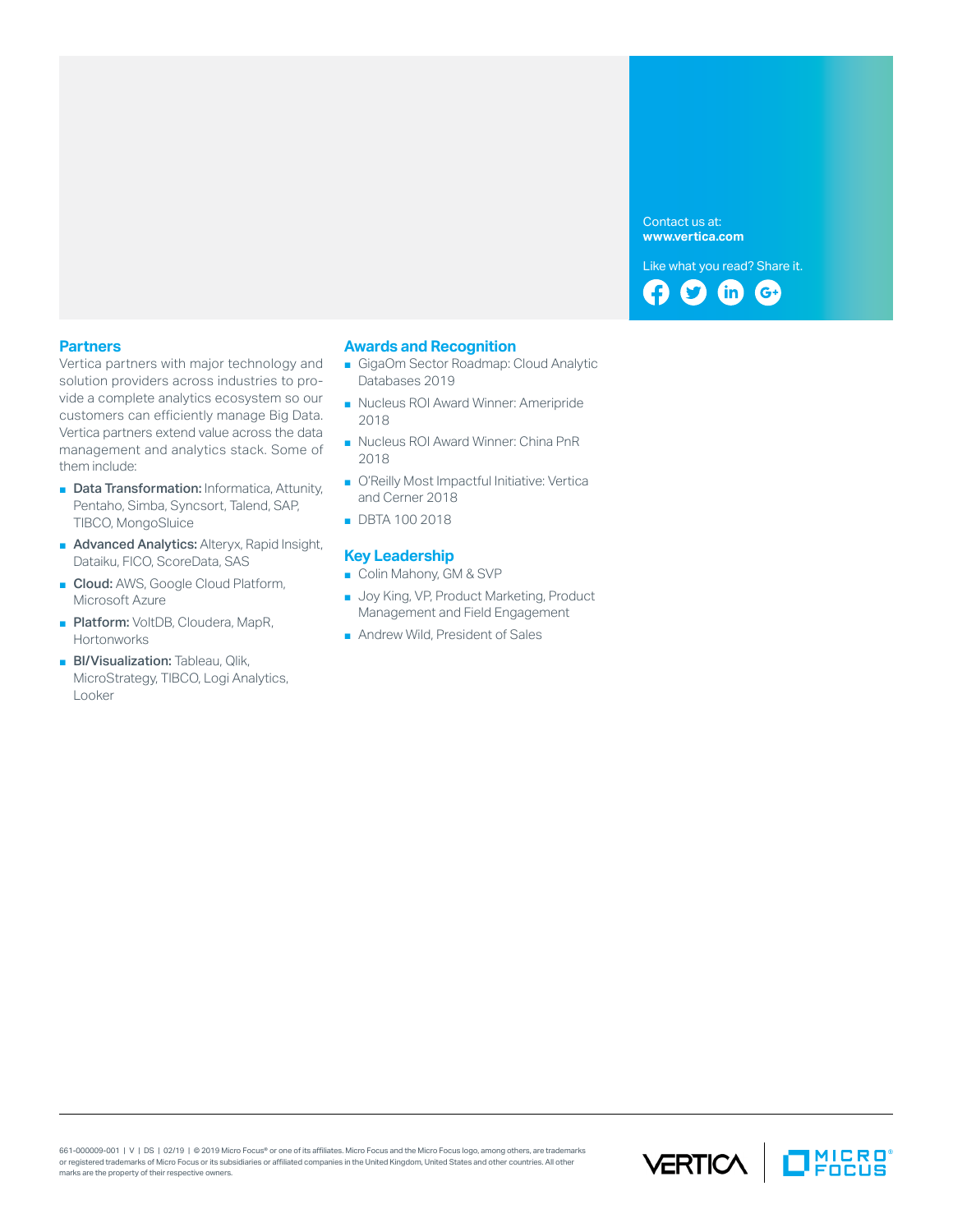Contact us at:
**www.vertica.com**

Like what you read? Share it.

## Partners

Vertica partners with major technology and solution providers across industries to provide a complete analytics ecosystem so our customers can efficiently manage Big Data. Vertica partners extend value across the data management and analytics stack. Some of them include:

- **Data Transformation:** Informatica, Attunity, Pentaho, Simba, Syncsort, Talend, SAP, TIBCO, MongoSluice
- **Advanced Analytics:** Alteryx, Rapid Insight, Dataiku, FICO, ScoreData, SAS
- **Cloud:** AWS, Google Cloud Platform, Microsoft Azure
- **Platform:** VoltDB, Cloudera, MapR, Hortonworks
- **BI/Visualization:** Tableau, Qlik, MicroStrategy, TIBCO, Logi Analytics, Looker

## Awards and Recognition

- GigaOm Sector Roadmap: Cloud Analytic Databases 2019
- Nucleus ROI Award Winner: Ameripride 2018
- Nucleus ROI Award Winner: China PnR 2018
- O'Reilly Most Impactful Initiative: Vertica and Cerner 2018
- DBTA 100 2018

## Key Leadership

- Colin Mahony, GM & SVP
- Joy King, VP, Product Marketing, Product Management and Field Engagement
- Andrew Wild, President of Sales

661-000009-001 | V | DS | 02/19 | © 2019 Micro Focus® or one of its affiliates. Micro Focus and the Micro Focus logo, among others, are trademarks or registered trademarks of Micro Focus or its subsidiaries or affiliated companies in the United Kingdom, United States and other countries. All other marks are the property of their respective owners.